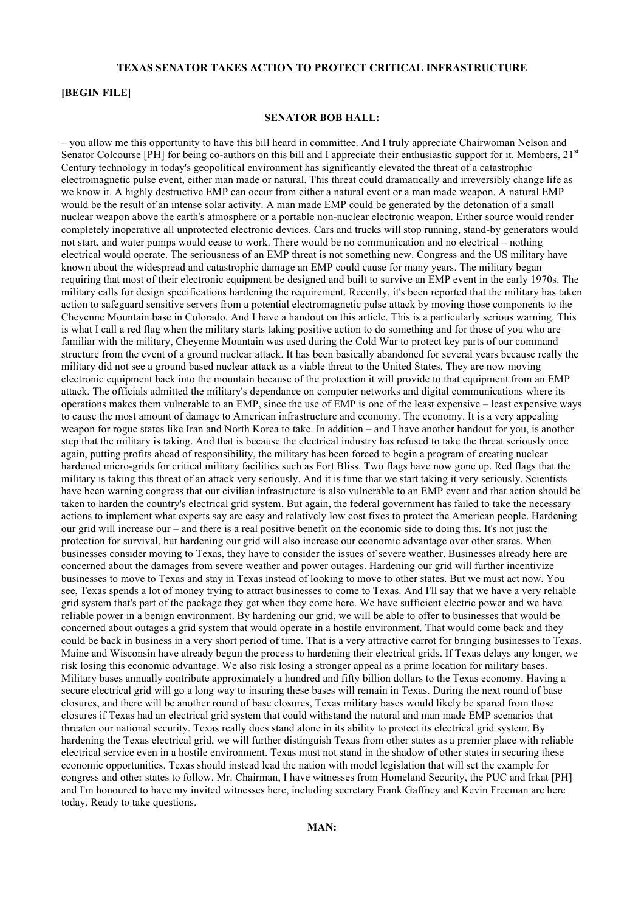**TEXAS SENATOR TAKES ACTION TO PROTECT CRITICAL INFRASTRUCTURE**

**[BEGIN FILE]**

**SENATOR BOB HALL:**

– you allow me this opportunity to have this bill heard in committee. And I truly appreciate Chairwoman Nelson and Senator Colcourse [PH] for being co-authors on this bill and I appreciate their enthusiastic support for it. Members, 21st Century technology in today's geopolitical environment has significantly elevated the threat of a catastrophic electromagnetic pulse event, either man made or natural. This threat could dramatically and irreversibly change life as we know it. A highly destructive EMP can occur from either a natural event or a man made weapon. A natural EMP would be the result of an intense solar activity. A man made EMP could be generated by the detonation of a small nuclear weapon above the earth's atmosphere or a portable non-nuclear electronic weapon. Either source would render completely inoperative all unprotected electronic devices. Cars and trucks will stop running, stand-by generators would not start, and water pumps would cease to work. There would be no communication and no electrical – nothing electrical would operate. The seriousness of an EMP threat is not something new. Congress and the US military have known about the widespread and catastrophic damage an EMP could cause for many years. The military began requiring that most of their electronic equipment be designed and built to survive an EMP event in the early 1970s. The military calls for design specifications hardening the requirement. Recently, it's been reported that the military has taken action to safeguard sensitive servers from a potential electromagnetic pulse attack by moving those components to the Cheyenne Mountain base in Colorado. And I have a handout on this article. This is a particularly serious warning. This is what I call a red flag when the military starts taking positive action to do something and for those of you who are familiar with the military, Cheyenne Mountain was used during the Cold War to protect key parts of our command structure from the event of a ground nuclear attack. It has been basically abandoned for several years because really the military did not see a ground based nuclear attack as a viable threat to the United States. They are now moving electronic equipment back into the mountain because of the protection it will provide to that equipment from an EMP attack. The officials admitted the military's dependance on computer networks and digital communications where its operations makes them vulnerable to an EMP, since the use of EMP is one of the least expensive – least expensive ways to cause the most amount of damage to American infrastructure and economy. The economy. It is a very appealing weapon for rogue states like Iran and North Korea to take. In addition – and I have another handout for you, is another step that the military is taking. And that is because the electrical industry has refused to take the threat seriously once again, putting profits ahead of responsibility, the military has been forced to begin a program of creating nuclear hardened micro-grids for critical military facilities such as Fort Bliss. Two flags have now gone up. Red flags that the military is taking this threat of an attack very seriously. And it is time that we start taking it very seriously. Scientists have been warning congress that our civilian infrastructure is also vulnerable to an EMP event and that action should be taken to harden the country's electrical grid system. But again, the federal government has failed to take the necessary actions to implement what experts say are easy and relatively low cost fixes to protect the American people. Hardening our grid will increase our – and there is a real positive benefit on the economic side to doing this. It's not just the protection for survival, but hardening our grid will also increase our economic advantage over other states. When businesses consider moving to Texas, they have to consider the issues of severe weather. Businesses already here are concerned about the damages from severe weather and power outages. Hardening our grid will further incentivize businesses to move to Texas and stay in Texas instead of looking to move to other states. But we must act now. You see, Texas spends a lot of money trying to attract businesses to come to Texas. And I'll say that we have a very reliable grid system that's part of the package they get when they come here. We have sufficient electric power and we have reliable power in a benign environment. By hardening our grid, we will be able to offer to businesses that would be concerned about outages a grid system that would operate in a hostile environment. That would come back and they could be back in business in a very short period of time. That is a very attractive carrot for bringing businesses to Texas. Maine and Wisconsin have already begun the process to hardening their electrical grids. If Texas delays any longer, we risk losing this economic advantage. We also risk losing a stronger appeal as a prime location for military bases. Military bases annually contribute approximately a hundred and fifty billion dollars to the Texas economy. Having a secure electrical grid will go a long way to insuring these bases will remain in Texas. During the next round of base closures, and there will be another round of base closures, Texas military bases would likely be spared from those closures if Texas had an electrical grid system that could withstand the natural and man made EMP scenarios that threaten our national security. Texas really does stand alone in its ability to protect its electrical grid system. By hardening the Texas electrical grid, we will further distinguish Texas from other states as a premier place with reliable electrical service even in a hostile environment. Texas must not stand in the shadow of other states in securing these economic opportunities. Texas should instead lead the nation with model legislation that will set the example for congress and other states to follow. Mr. Chairman, I have witnesses from Homeland Security, the PUC and Irkat [PH] and I'm honoured to have my invited witnesses here, including secretary Frank Gaffney and Kevin Freeman are here today. Ready to take questions.

**MAN:**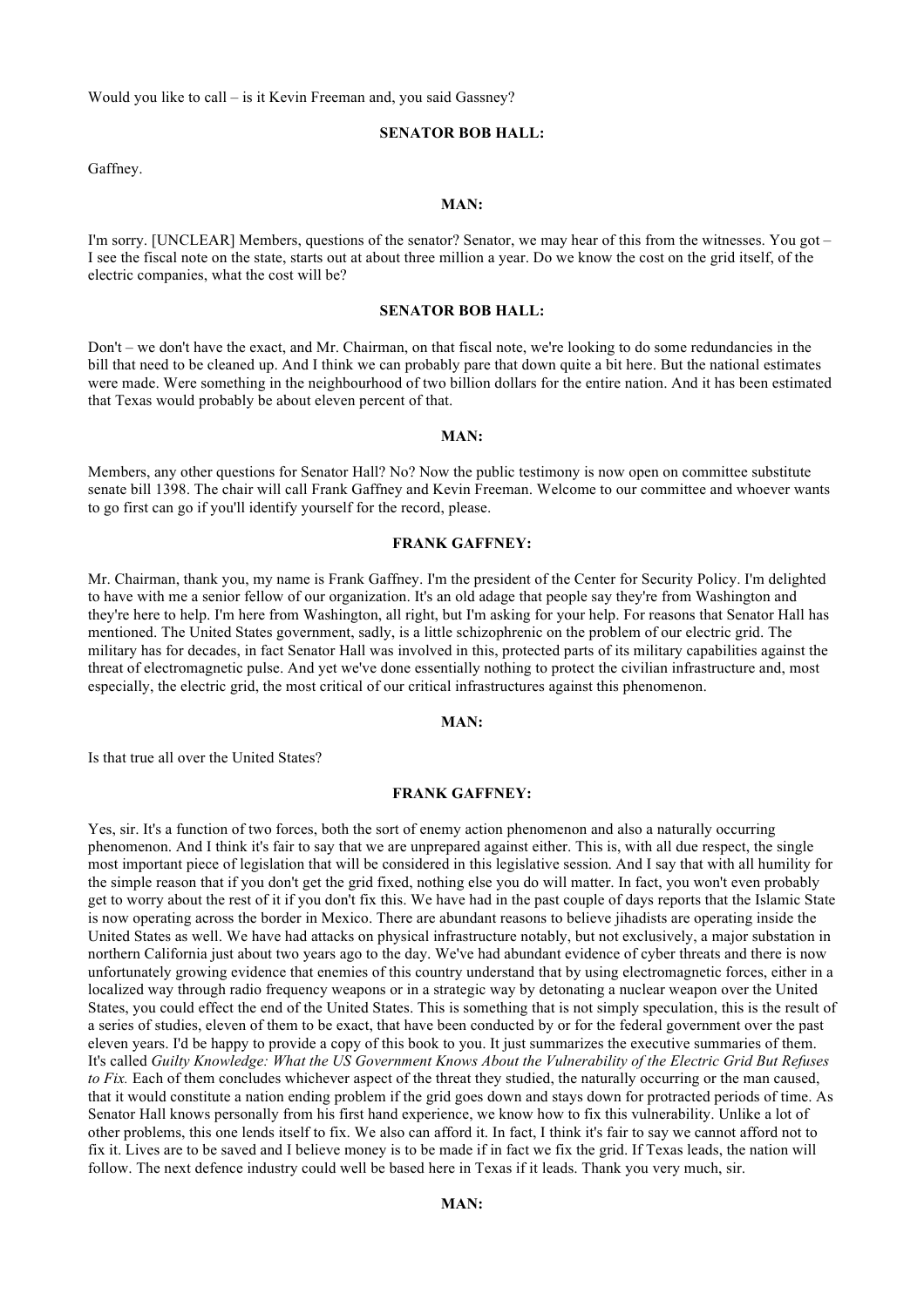Would you like to call – is it Kevin Freeman and, you said Gassney?

**SENATOR BOB HALL:**

Gaffney.

**MAN:**

I'm sorry. [UNCLEAR] Members, questions of the senator? Senator, we may hear of this from the witnesses. You got – I see the fiscal note on the state, starts out at about three million a year. Do we know the cost on the grid itself, of the electric companies, what the cost will be?

**SENATOR BOB HALL:**

Don't – we don't have the exact, and Mr. Chairman, on that fiscal note, we're looking to do some redundancies in the bill that need to be cleaned up. And I think we can probably pare that down quite a bit here. But the national estimates were made. Were something in the neighbourhood of two billion dollars for the entire nation. And it has been estimated that Texas would probably be about eleven percent of that.

**MAN:**

Members, any other questions for Senator Hall? No? Now the public testimony is now open on committee substitute senate bill 1398. The chair will call Frank Gaffney and Kevin Freeman. Welcome to our committee and whoever wants to go first can go if you'll identify yourself for the record, please.

**FRANK GAFFNEY:**

Mr. Chairman, thank you, my name is Frank Gaffney. I'm the president of the Center for Security Policy. I'm delighted to have with me a senior fellow of our organization. It's an old adage that people say they're from Washington and they're here to help. I'm here from Washington, all right, but I'm asking for your help. For reasons that Senator Hall has mentioned. The United States government, sadly, is a little schizophrenic on the problem of our electric grid. The military has for decades, in fact Senator Hall was involved in this, protected parts of its military capabilities against the threat of electromagnetic pulse. And yet we've done essentially nothing to protect the civilian infrastructure and, most especially, the electric grid, the most critical of our critical infrastructures against this phenomenon.

**MAN:**

Is that true all over the United States?

**FRANK GAFFNEY:**

Yes, sir. It's a function of two forces, both the sort of enemy action phenomenon and also a naturally occurring phenomenon. And I think it's fair to say that we are unprepared against either. This is, with all due respect, the single most important piece of legislation that will be considered in this legislative session. And I say that with all humility for the simple reason that if you don't get the grid fixed, nothing else you do will matter. In fact, you won't even probably get to worry about the rest of it if you don't fix this. We have had in the past couple of days reports that the Islamic State is now operating across the border in Mexico. There are abundant reasons to believe jihadists are operating inside the United States as well. We have had attacks on physical infrastructure notably, but not exclusively, a major substation in northern California just about two years ago to the day. We've had abundant evidence of cyber threats and there is now unfortunately growing evidence that enemies of this country understand that by using electromagnetic forces, either in a localized way through radio frequency weapons or in a strategic way by detonating a nuclear weapon over the United States, you could effect the end of the United States. This is something that is not simply speculation, this is the result of a series of studies, eleven of them to be exact, that have been conducted by or for the federal government over the past eleven years. I'd be happy to provide a copy of this book to you. It just summarizes the executive summaries of them. It's called *Guilty Knowledge: What the US Government Knows About the Vulnerability of the Electric Grid But Refuses to Fix.* Each of them concludes whichever aspect of the threat they studied, the naturally occurring or the man caused, that it would constitute a nation ending problem if the grid goes down and stays down for protracted periods of time. As Senator Hall knows personally from his first hand experience, we know how to fix this vulnerability. Unlike a lot of other problems, this one lends itself to fix. We also can afford it. In fact, I think it's fair to say we cannot afford not to fix it. Lives are to be saved and I believe money is to be made if in fact we fix the grid. If Texas leads, the nation will follow. The next defence industry could well be based here in Texas if it leads. Thank you very much, sir.

**MAN:**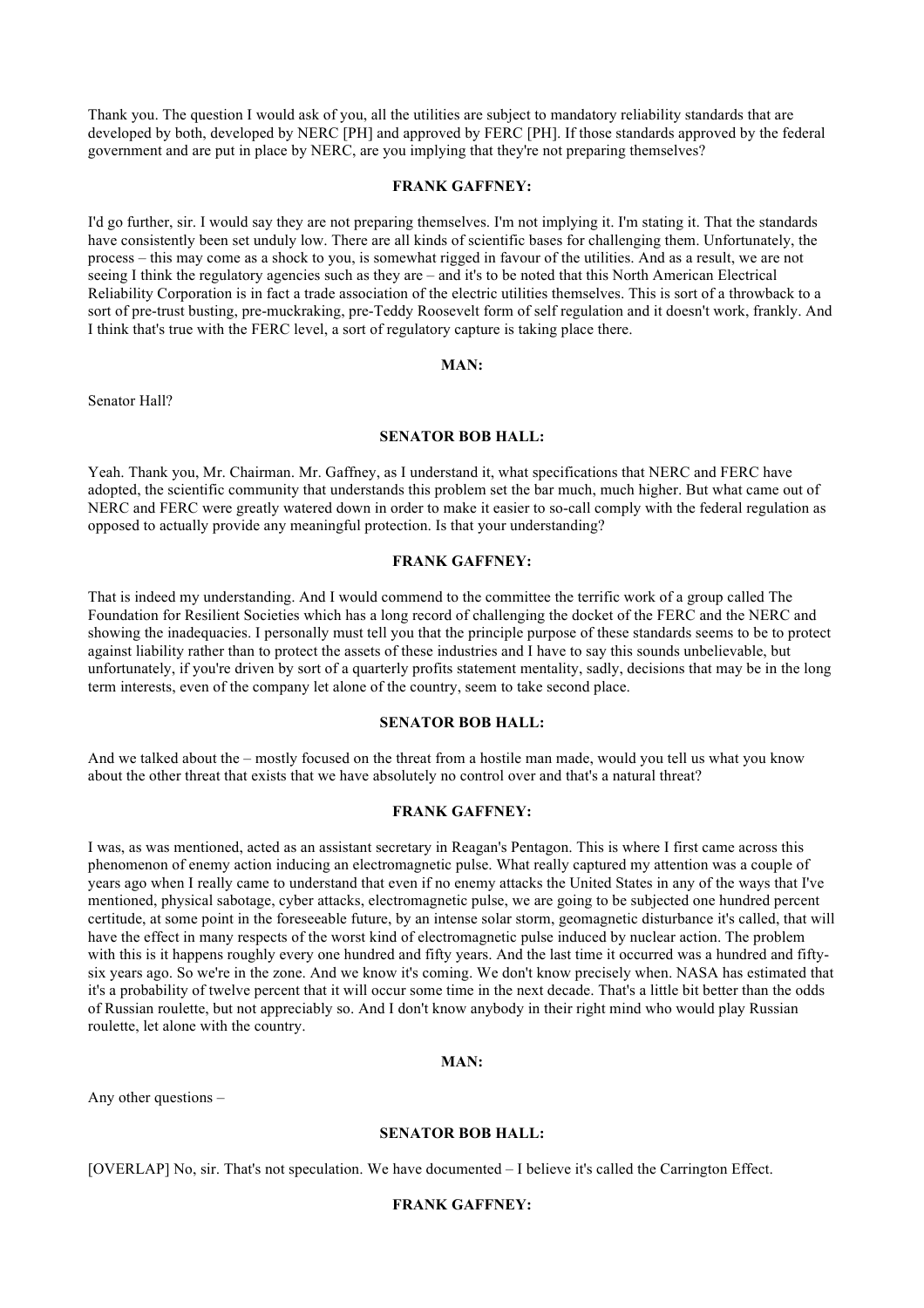Thank you. The question I would ask of you, all the utilities are subject to mandatory reliability standards that are developed by both, developed by NERC [PH] and approved by FERC [PH]. If those standards approved by the federal government and are put in place by NERC, are you implying that they're not preparing themselves?

**FRANK GAFFNEY:**

I'd go further, sir. I would say they are not preparing themselves. I'm not implying it. I'm stating it. That the standards have consistently been set unduly low. There are all kinds of scientific bases for challenging them. Unfortunately, the process – this may come as a shock to you, is somewhat rigged in favour of the utilities. And as a result, we are not seeing I think the regulatory agencies such as they are – and it's to be noted that this North American Electrical Reliability Corporation is in fact a trade association of the electric utilities themselves. This is sort of a throwback to a sort of pre-trust busting, pre-muckraking, pre-Teddy Roosevelt form of self regulation and it doesn't work, frankly. And I think that's true with the FERC level, a sort of regulatory capture is taking place there.

**MAN:**

Senator Hall?

**SENATOR BOB HALL:**

Yeah. Thank you, Mr. Chairman. Mr. Gaffney, as I understand it, what specifications that NERC and FERC have adopted, the scientific community that understands this problem set the bar much, much higher. But what came out of NERC and FERC were greatly watered down in order to make it easier to so-call comply with the federal regulation as opposed to actually provide any meaningful protection. Is that your understanding?

**FRANK GAFFNEY:**

That is indeed my understanding. And I would commend to the committee the terrific work of a group called The Foundation for Resilient Societies which has a long record of challenging the docket of the FERC and the NERC and showing the inadequacies. I personally must tell you that the principle purpose of these standards seems to be to protect against liability rather than to protect the assets of these industries and I have to say this sounds unbelievable, but unfortunately, if you're driven by sort of a quarterly profits statement mentality, sadly, decisions that may be in the long term interests, even of the company let alone of the country, seem to take second place.

**SENATOR BOB HALL:**

And we talked about the – mostly focused on the threat from a hostile man made, would you tell us what you know about the other threat that exists that we have absolutely no control over and that's a natural threat?

**FRANK GAFFNEY:**

I was, as was mentioned, acted as an assistant secretary in Reagan's Pentagon. This is where I first came across this phenomenon of enemy action inducing an electromagnetic pulse. What really captured my attention was a couple of years ago when I really came to understand that even if no enemy attacks the United States in any of the ways that I've mentioned, physical sabotage, cyber attacks, electromagnetic pulse, we are going to be subjected one hundred percent certitude, at some point in the foreseeable future, by an intense solar storm, geomagnetic disturbance it's called, that will have the effect in many respects of the worst kind of electromagnetic pulse induced by nuclear action. The problem with this is it happens roughly every one hundred and fifty years. And the last time it occurred was a hundred and fifty-six years ago. So we're in the zone. And we know it's coming. We don't know precisely when. NASA has estimated that it's a probability of twelve percent that it will occur some time in the next decade. That's a little bit better than the odds of Russian roulette, but not appreciably so. And I don't know anybody in their right mind who would play Russian roulette, let alone with the country.

**MAN:**

Any other questions –

**SENATOR BOB HALL:**

[OVERLAP] No, sir. That's not speculation. We have documented – I believe it's called the Carrington Effect.

**FRANK GAFFNEY:**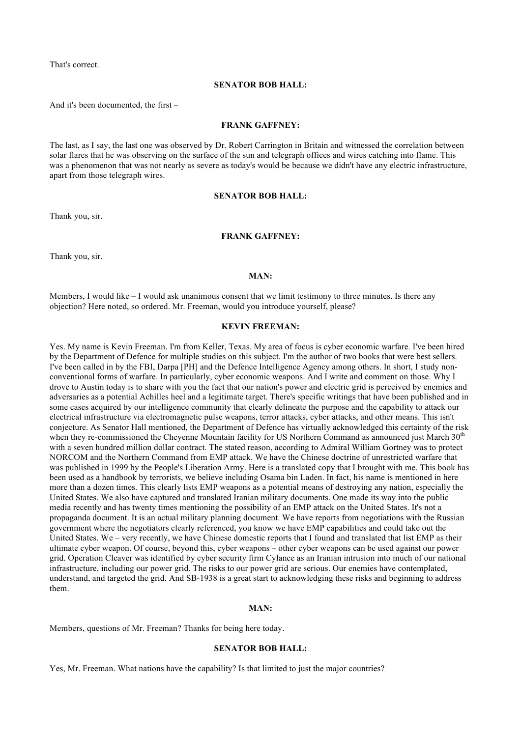That's correct.

**SENATOR BOB HALL:**

And it's been documented, the first –

**FRANK GAFFNEY:**

The last, as I say, the last one was observed by Dr. Robert Carrington in Britain and witnessed the correlation between solar flares that he was observing on the surface of the sun and telegraph offices and wires catching into flame. This was a phenomenon that was not nearly as severe as today's would be because we didn't have any electric infrastructure, apart from those telegraph wires.

**SENATOR BOB HALL:**

Thank you, sir.

**FRANK GAFFNEY:**

Thank you, sir.

**MAN:**

Members, I would like – I would ask unanimous consent that we limit testimony to three minutes. Is there any objection? Here noted, so ordered. Mr. Freeman, would you introduce yourself, please?

**KEVIN FREEMAN:**

Yes. My name is Kevin Freeman. I'm from Keller, Texas. My area of focus is cyber economic warfare. I've been hired by the Department of Defence for multiple studies on this subject. I'm the author of two books that were best sellers. I've been called in by the FBI, Darpa [PH] and the Defence Intelligence Agency among others. In short, I study non-conventional forms of warfare. In particularly, cyber economic weapons. And I write and comment on those. Why I drove to Austin today is to share with you the fact that our nation's power and electric grid is perceived by enemies and adversaries as a potential Achilles heel and a legitimate target. There's specific writings that have been published and in some cases acquired by our intelligence community that clearly delineate the purpose and the capability to attack our electrical infrastructure via electromagnetic pulse weapons, terror attacks, cyber attacks, and other means. This isn't conjecture. As Senator Hall mentioned, the Department of Defence has virtually acknowledged this certainty of the risk when they re-commissioned the Cheyenne Mountain facility for US Northern Command as announced just March 30th with a seven hundred million dollar contract. The stated reason, according to Admiral William Gortney was to protect NORCOM and the Northern Command from EMP attack. We have the Chinese doctrine of unrestricted warfare that was published in 1999 by the People's Liberation Army. Here is a translated copy that I brought with me. This book has been used as a handbook by terrorists, we believe including Osama bin Laden. In fact, his name is mentioned in here more than a dozen times. This clearly lists EMP weapons as a potential means of destroying any nation, especially the United States. We also have captured and translated Iranian military documents. One made its way into the public media recently and has twenty times mentioning the possibility of an EMP attack on the United States. It's not a propaganda document. It is an actual military planning document. We have reports from negotiations with the Russian government where the negotiators clearly referenced, you know we have EMP capabilities and could take out the United States. We – very recently, we have Chinese domestic reports that I found and translated that list EMP as their ultimate cyber weapon. Of course, beyond this, cyber weapons – other cyber weapons can be used against our power grid. Operation Cleaver was identified by cyber security firm Cylance as an Iranian intrusion into much of our national infrastructure, including our power grid. The risks to our power grid are serious. Our enemies have contemplated, understand, and targeted the grid. And SB-1938 is a great start to acknowledging these risks and beginning to address them.

**MAN:**

Members, questions of Mr. Freeman? Thanks for being here today.

**SENATOR BOB HALL:**

Yes, Mr. Freeman. What nations have the capability? Is that limited to just the major countries?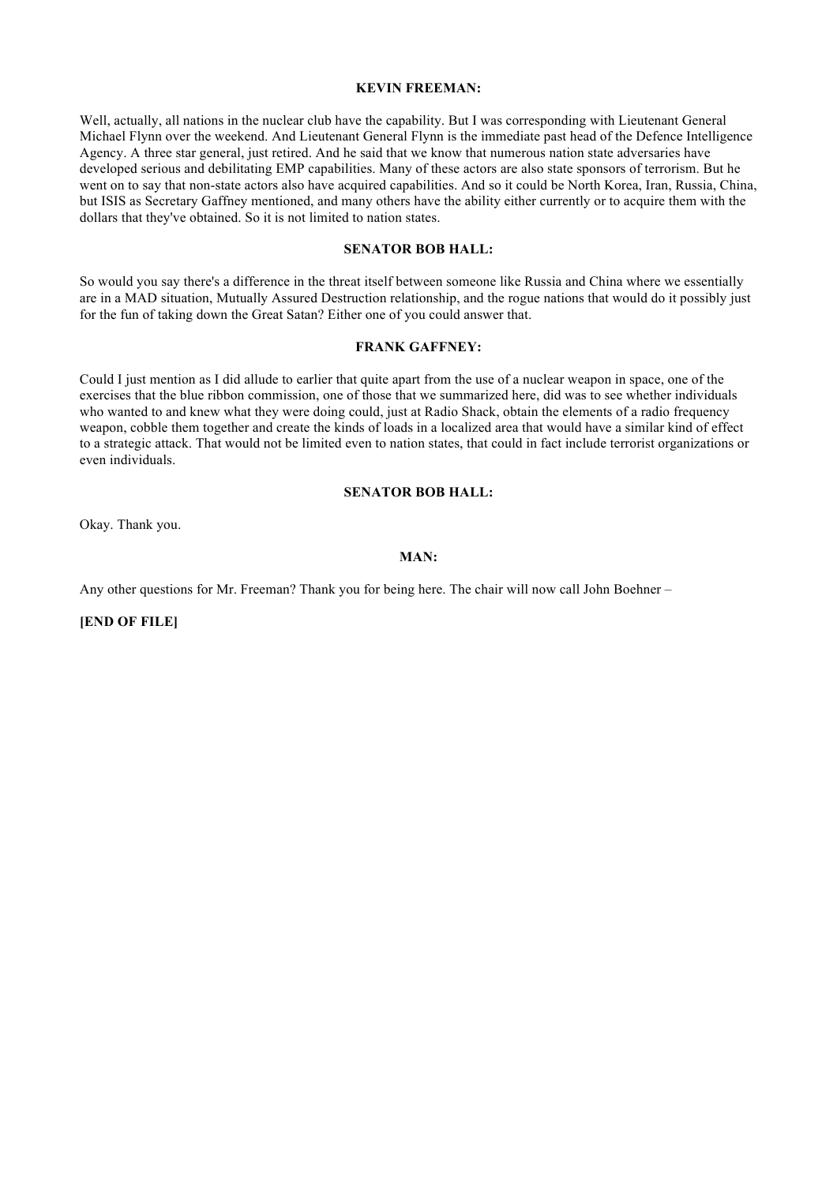**KEVIN FREEMAN:**

Well, actually, all nations in the nuclear club have the capability. But I was corresponding with Lieutenant General Michael Flynn over the weekend. And Lieutenant General Flynn is the immediate past head of the Defence Intelligence Agency. A three star general, just retired. And he said that we know that numerous nation state adversaries have developed serious and debilitating EMP capabilities. Many of these actors are also state sponsors of terrorism. But he went on to say that non-state actors also have acquired capabilities. And so it could be North Korea, Iran, Russia, China, but ISIS as Secretary Gaffney mentioned, and many others have the ability either currently or to acquire them with the dollars that they've obtained. So it is not limited to nation states.

**SENATOR BOB HALL:**

So would you say there's a difference in the threat itself between someone like Russia and China where we essentially are in a MAD situation, Mutually Assured Destruction relationship, and the rogue nations that would do it possibly just for the fun of taking down the Great Satan? Either one of you could answer that.

**FRANK GAFFNEY:**

Could I just mention as I did allude to earlier that quite apart from the use of a nuclear weapon in space, one of the exercises that the blue ribbon commission, one of those that we summarized here, did was to see whether individuals who wanted to and knew what they were doing could, just at Radio Shack, obtain the elements of a radio frequency weapon, cobble them together and create the kinds of loads in a localized area that would have a similar kind of effect to a strategic attack. That would not be limited even to nation states, that could in fact include terrorist organizations or even individuals.

**SENATOR BOB HALL:**

Okay. Thank you.

**MAN:**

Any other questions for Mr. Freeman? Thank you for being here. The chair will now call John Boehner –

**[END OF FILE]**